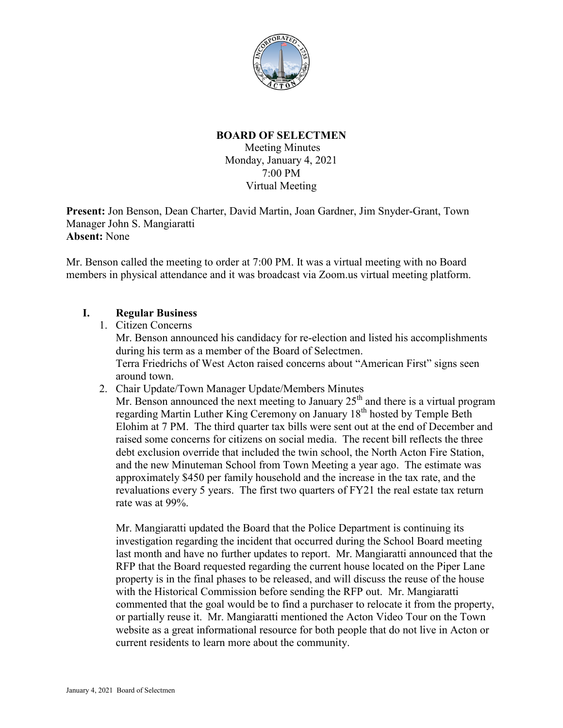# BOARD OF SELECTMEN

Meeting Minutes
Monday, January 4, 2021
7:00 PM
Virtual Meeting

**Present:** Jon Benson, Dean Charter, David Martin, Joan Gardner, Jim Snyder-Grant, Town Manager John S. Mangiaratti
**Absent:** None

Mr. Benson called the meeting to order at 7:00 PM. It was a virtual meeting with no Board members in physical attendance and it was broadcast via Zoom.us virtual meeting platform.

## I. Regular Business

1. Citizen Concerns
   Mr. Benson announced his candidacy for re-election and listed his accomplishments during his term as a member of the Board of Selectmen.
   Terra Friedrichs of West Acton raised concerns about "American First" signs seen around town.
2. Chair Update/Town Manager Update/Members Minutes
   Mr. Benson announced the next meeting to January 25th and there is a virtual program regarding Martin Luther King Ceremony on January 18th hosted by Temple Beth Elohim at 7 PM. The third quarter tax bills were sent out at the end of December and raised some concerns for citizens on social media. The recent bill reflects the three debt exclusion override that included the twin school, the North Acton Fire Station, and the new Minuteman School from Town Meeting a year ago. The estimate was approximately $450 per family household and the increase in the tax rate, and the revaluations every 5 years. The first two quarters of FY21 the real estate tax return rate was at 99%.

   Mr. Mangiaratti updated the Board that the Police Department is continuing its investigation regarding the incident that occurred during the School Board meeting last month and have no further updates to report. Mr. Mangiaratti announced that the RFP that the Board requested regarding the current house located on the Piper Lane property is in the final phases to be released, and will discuss the reuse of the house with the Historical Commission before sending the RFP out. Mr. Mangiaratti commented that the goal would be to find a purchaser to relocate it from the property, or partially reuse it. Mr. Mangiaratti mentioned the Acton Video Tour on the Town website as a great informational resource for both people that do not live in Acton or current residents to learn more about the community.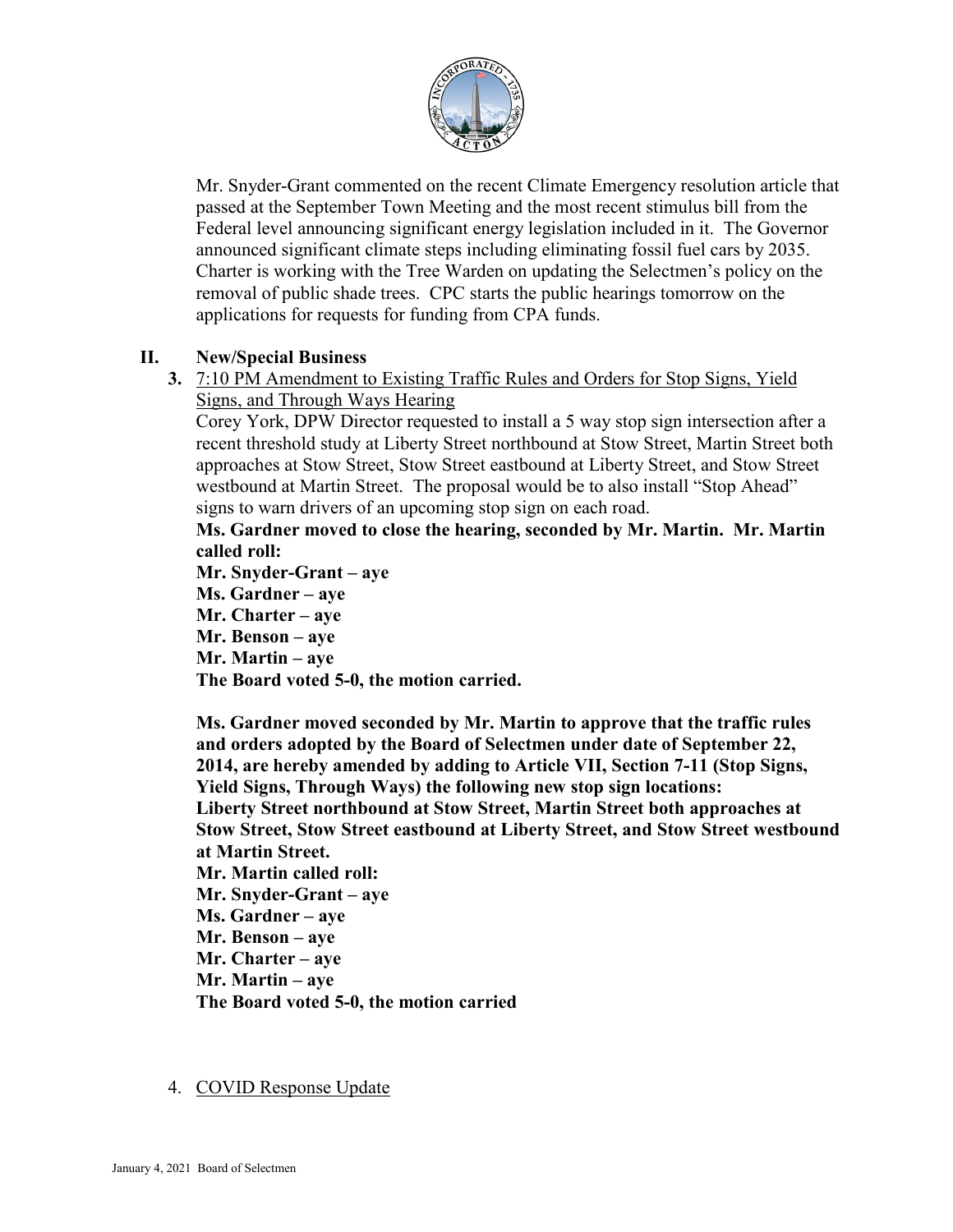Mr. Snyder-Grant commented on the recent Climate Emergency resolution article that passed at the September Town Meeting and the most recent stimulus bill from the Federal level announcing significant energy legislation included in it. The Governor announced significant climate steps including eliminating fossil fuel cars by 2035. Charter is working with the Tree Warden on updating the Selectmen's policy on the removal of public shade trees. CPC starts the public hearings tomorrow on the applications for requests for funding from CPA funds.

## II. New/Special Business

3. 7:10 PM Amendment to Existing Traffic Rules and Orders for Stop Signs, Yield Signs, and Through Ways Hearing

Corey York, DPW Director requested to install a 5 way stop sign intersection after a recent threshold study at Liberty Street northbound at Stow Street, Martin Street both approaches at Stow Street, Stow Street eastbound at Liberty Street, and Stow Street westbound at Martin Street. The proposal would be to also install "Stop Ahead" signs to warn drivers of an upcoming stop sign on each road.

**Ms. Gardner moved to close the hearing, seconded by Mr. Martin. Mr. Martin called roll:**
**Mr. Snyder-Grant – aye**
**Ms. Gardner – aye**
**Mr. Charter – aye**
**Mr. Benson – aye**
**Mr. Martin – aye**
**The Board voted 5-0, the motion carried.**

**Ms. Gardner moved seconded by Mr. Martin to approve that the traffic rules and orders adopted by the Board of Selectmen under date of September 22, 2014, are hereby amended by adding to Article VII, Section 7-11 (Stop Signs, Yield Signs, Through Ways) the following new stop sign locations: Liberty Street northbound at Stow Street, Martin Street both approaches at Stow Street, Stow Street eastbound at Liberty Street, and Stow Street westbound at Martin Street.**
**Mr. Martin called roll:**
**Mr. Snyder-Grant – aye**
**Ms. Gardner – aye**
**Mr. Benson – aye**
**Mr. Charter – aye**
**Mr. Martin – aye**
**The Board voted 5-0, the motion carried**

4. COVID Response Update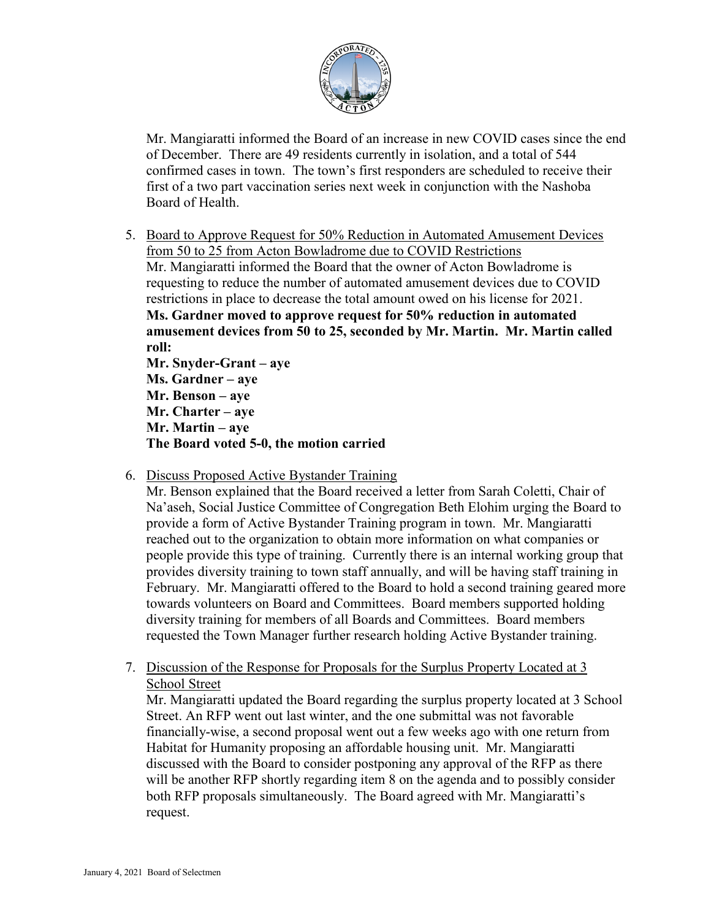Mr. Mangiaratti informed the Board of an increase in new COVID cases since the end of December. There are 49 residents currently in isolation, and a total of 544 confirmed cases in town. The town's first responders are scheduled to receive their first of a two part vaccination series next week in conjunction with the Nashoba Board of Health.

5. <u>Board to Approve Request for 50% Reduction in Automated Amusement Devices from 50 to 25 from Acton Bowladrome due to COVID Restrictions</u>
   Mr. Mangiaratti informed the Board that the owner of Acton Bowladrome is requesting to reduce the number of automated amusement devices due to COVID restrictions in place to decrease the total amount owed on his license for 2021.
   **Ms. Gardner moved to approve request for 50% reduction in automated amusement devices from 50 to 25, seconded by Mr. Martin. Mr. Martin called roll:**
   **Mr. Snyder-Grant – aye**
   **Ms. Gardner – aye**
   **Mr. Benson – aye**
   **Mr. Charter – aye**
   **Mr. Martin – aye**
   **The Board voted 5-0, the motion carried**

6. <u>Discuss Proposed Active Bystander Training</u>
   Mr. Benson explained that the Board received a letter from Sarah Coletti, Chair of Na'aseh, Social Justice Committee of Congregation Beth Elohim urging the Board to provide a form of Active Bystander Training program in town. Mr. Mangiaratti reached out to the organization to obtain more information on what companies or people provide this type of training. Currently there is an internal working group that provides diversity training to town staff annually, and will be having staff training in February. Mr. Mangiaratti offered to the Board to hold a second training geared more towards volunteers on Board and Committees. Board members supported holding diversity training for members of all Boards and Committees. Board members requested the Town Manager further research holding Active Bystander training.

7. <u>Discussion of the Response for Proposals for the Surplus Property Located at 3 School Street</u>
   Mr. Mangiaratti updated the Board regarding the surplus property located at 3 School Street. An RFP went out last winter, and the one submittal was not favorable financially-wise, a second proposal went out a few weeks ago with one return from Habitat for Humanity proposing an affordable housing unit. Mr. Mangiaratti discussed with the Board to consider postponing any approval of the RFP as there will be another RFP shortly regarding item 8 on the agenda and to possibly consider both RFP proposals simultaneously. The Board agreed with Mr. Mangiaratti's request.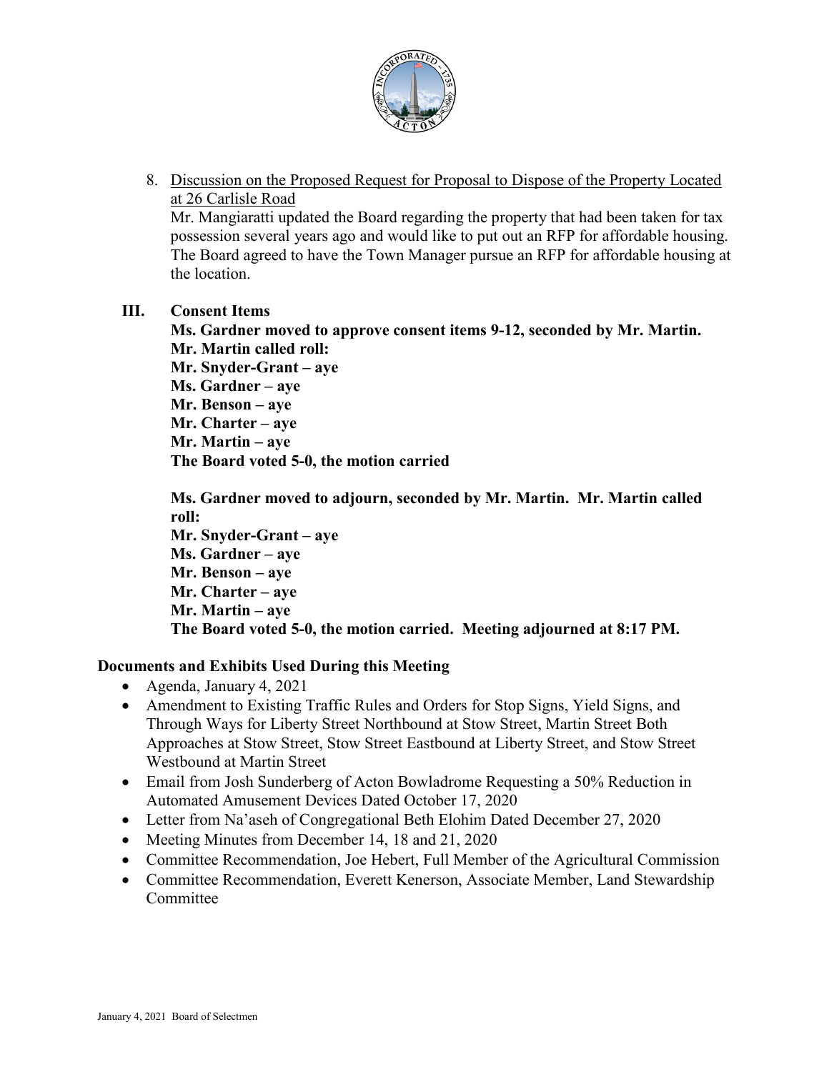8. Discussion on the Proposed Request for Proposal to Dispose of the Property Located at 26 Carlisle Road

   Mr. Mangiaratti updated the Board regarding the property that had been taken for tax possession several years ago and would like to put out an RFP for affordable housing. The Board agreed to have the Town Manager pursue an RFP for affordable housing at the location.

## III. Consent Items

**Ms. Gardner moved to approve consent items 9-12, seconded by Mr. Martin.**
**Mr. Martin called roll:**
**Mr. Snyder-Grant – aye**
**Ms. Gardner – aye**
**Mr. Benson – aye**
**Mr. Charter – aye**
**Mr. Martin – aye**
**The Board voted 5-0, the motion carried**

**Ms. Gardner moved to adjourn, seconded by Mr. Martin. Mr. Martin called roll:**
**Mr. Snyder-Grant – aye**
**Ms. Gardner – aye**
**Mr. Benson – aye**
**Mr. Charter – aye**
**Mr. Martin – aye**
**The Board voted 5-0, the motion carried. Meeting adjourned at 8:17 PM.**

### Documents and Exhibits Used During this Meeting

- Agenda, January 4, 2021
- Amendment to Existing Traffic Rules and Orders for Stop Signs, Yield Signs, and Through Ways for Liberty Street Northbound at Stow Street, Martin Street Both Approaches at Stow Street, Stow Street Eastbound at Liberty Street, and Stow Street Westbound at Martin Street
- Email from Josh Sunderberg of Acton Bowladrome Requesting a 50% Reduction in Automated Amusement Devices Dated October 17, 2020
- Letter from Na'aseh of Congregational Beth Elohim Dated December 27, 2020
- Meeting Minutes from December 14, 18 and 21, 2020
- Committee Recommendation, Joe Hebert, Full Member of the Agricultural Commission
- Committee Recommendation, Everett Kenerson, Associate Member, Land Stewardship Committee